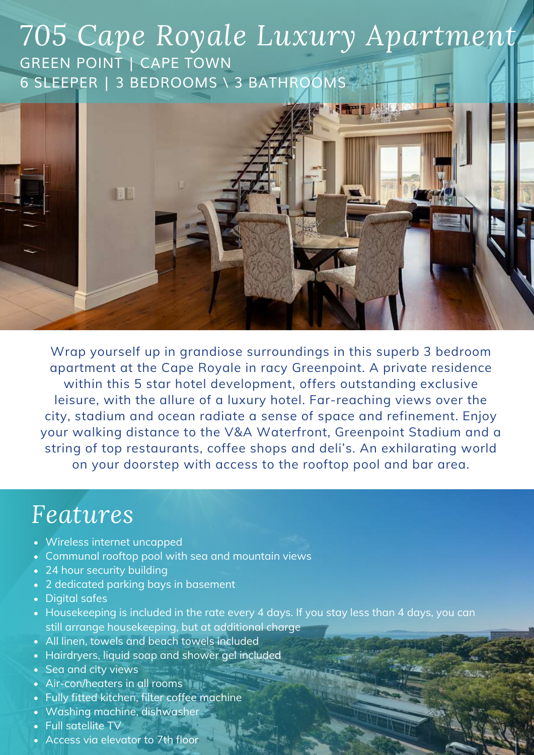# 705 Cape Royale Luxury Apartment

GREEN POINT | CAPE TOWN
6 SLEEPER | 3 BEDROOMS \ 3 BATHROOMS

Wrap yourself up in grandiose surroundings in this superb 3 bedroom apartment at the Cape Royale in racy Greenpoint. A private residence within this 5 star hotel development, offers outstanding exclusive leisure, with the allure of a luxury hotel. Far-reaching views over the city, stadium and ocean radiate a sense of space and refinement. Enjoy your walking distance to the V&A Waterfront, Greenpoint Stadium and a string of top restaurants, coffee shops and deli's. An exhilarating world on your doorstep with access to the rooftop pool and bar area.

## Features

- Wireless internet uncapped
- Communal rooftop pool with sea and mountain views
- 24 hour security building
- 2 dedicated parking bays in basement
- Digital safes
- Housekeeping is included in the rate every 4 days. If you stay less than 4 days, you can still arrange housekeeping, but at additional charge
- All linen, towels and beach towels included
- Hairdryers, liquid soap and shower gel included
- Sea and city views
- Air-con/heaters in all rooms
- Fully fitted kitchen, filter coffee machine
- Washing machine, dishwasher
- Full satellite TV
- Access via elevator to 7th floor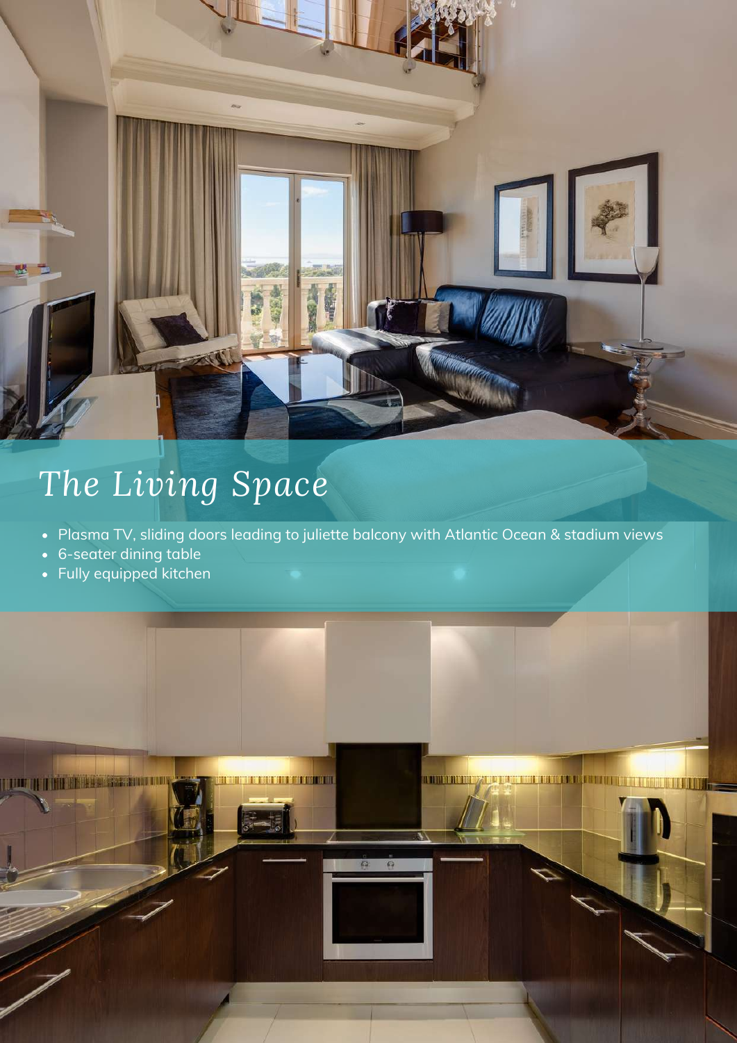# *The Living Space*

- Plasma TV, sliding doors leading to juliette balcony with Atlantic Ocean & stadium views
- 6-seater dining table
- Fully equipped kitchen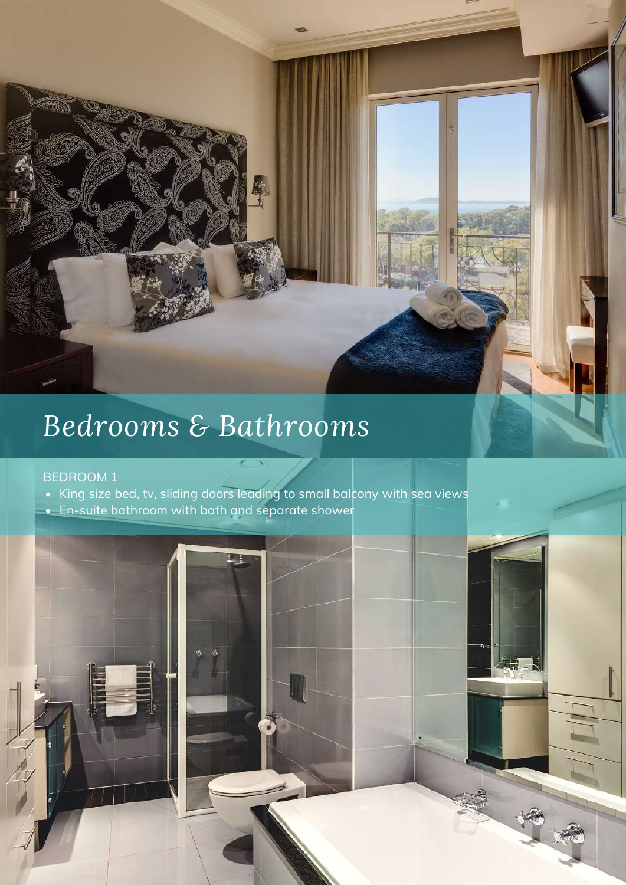# *Bedrooms & Bathrooms*

BEDROOM 1

- King size bed, tv, sliding doors leading to small balcony with sea views
- En-suite bathroom with bath and separate shower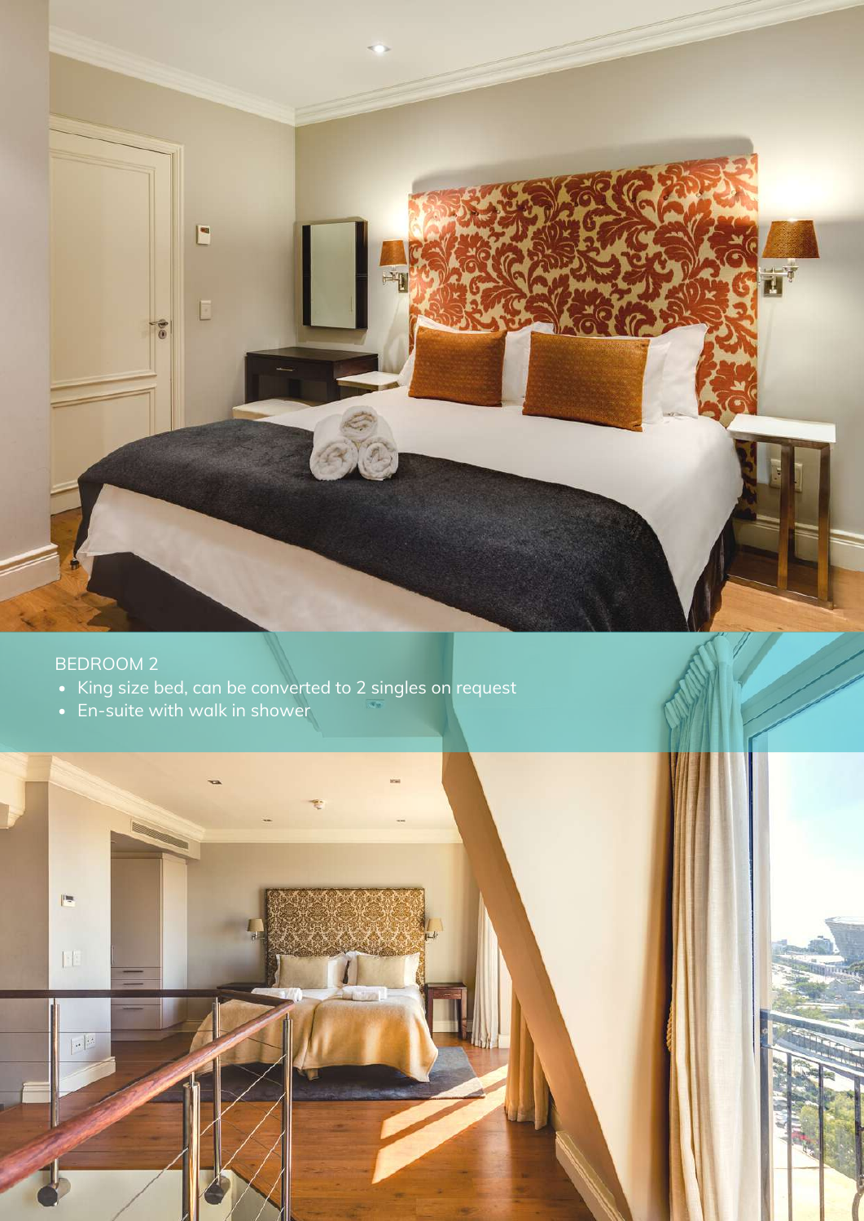BEDROOM 2

- King size bed, can be converted to 2 singles on request
- En-suite with walk in shower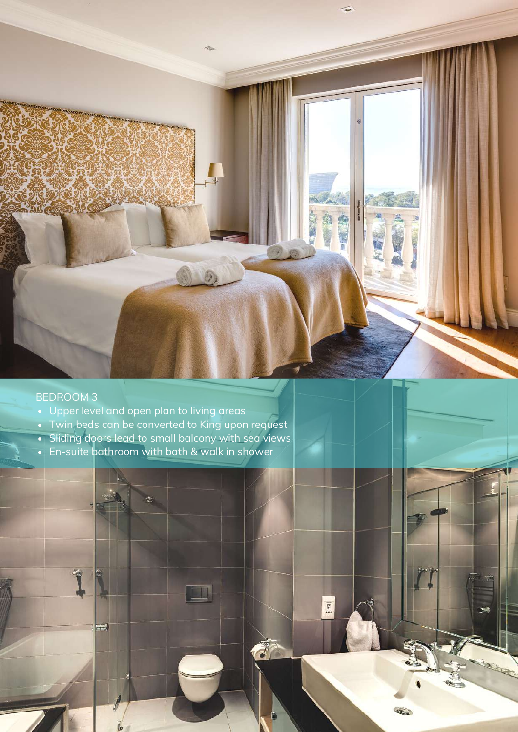BEDROOM 3

- Upper level and open plan to living areas
- Twin beds can be converted to King upon request
- Sliding doors lead to small balcony with sea views
- En-suite bathroom with bath & walk in shower